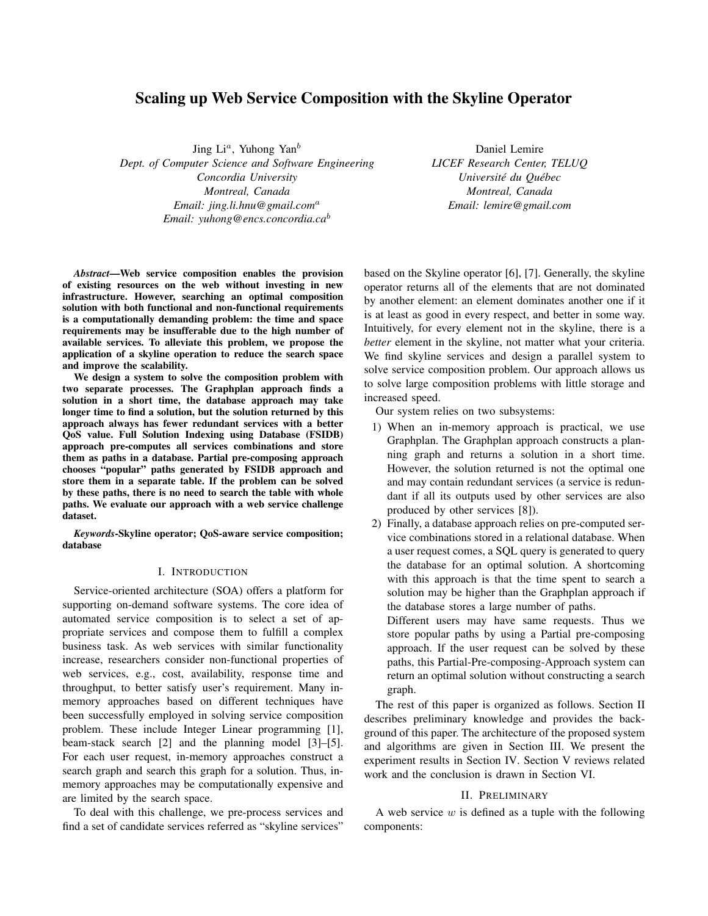# Scaling up Web Service Composition with the Skyline Operator

Jing Li[a], Yuhong Yan[b]
*Dept. of Computer Science and Software Engineering*
*Concordia University*
*Montreal, Canada*
*Email: jing.li.hnu@gmail.com[a]*
*Email: yuhong@encs.concordia.ca[b]*

Daniel Lemire
*LICEF Research Center, TELUQ*
*Université du Québec*
*Montreal, Canada*
*Email: lemire@gmail.com*

***Abstract*—Web service composition enables the provision of existing resources on the web without investing in new infrastructure. However, searching an optimal composition solution with both functional and non-functional requirements is a computationally demanding problem: the time and space requirements may be insufferable due to the high number of available services. To alleviate this problem, we propose the application of a skyline operation to reduce the search space and improve the scalability.**

**We design a system to solve the composition problem with two separate processes. The Graphplan approach finds a solution in a short time, the database approach may take longer time to find a solution, but the solution returned by this approach always has fewer redundant services with a better QoS value. Full Solution Indexing using Database (FSIDB) approach pre-computes all services combinations and store them as paths in a database. Partial pre-composing approach chooses "popular" paths generated by FSIDB approach and store them in a separate table. If the problem can be solved by these paths, there is no need to search the table with whole paths. We evaluate our approach with a web service challenge dataset.**

***Keywords*-Skyline operator; QoS-aware service composition; database**

## I. Introduction

Service-oriented architecture (SOA) offers a platform for supporting on-demand software systems. The core idea of automated service composition is to select a set of appropriate services and compose them to fulfill a complex business task. As web services with similar functionality increase, researchers consider non-functional properties of web services, e.g., cost, availability, response time and throughput, to better satisfy user's requirement. Many in-memory approaches based on different techniques have been successfully employed in solving service composition problem. These include Integer Linear programming [1], beam-stack search [2] and the planning model [3]–[5]. For each user request, in-memory approaches construct a search graph and search this graph for a solution. Thus, in-memory approaches may be computationally expensive and are limited by the search space.

To deal with this challenge, we pre-process services and find a set of candidate services referred as "skyline services" based on the Skyline operator [6], [7]. Generally, the skyline operator returns all of the elements that are not dominated by another element: an element dominates another one if it is at least as good in every respect, and better in some way. Intuitively, for every element not in the skyline, there is a *better* element in the skyline, not matter what your criteria. We find skyline services and design a parallel system to solve service composition problem. Our approach allows us to solve large composition problems with little storage and increased speed.

Our system relies on two subsystems:

1) When an in-memory approach is practical, we use Graphplan. The Graphplan approach constructs a planning graph and returns a solution in a short time. However, the solution returned is not the optimal one and may contain redundant services (a service is redundant if all its outputs used by other services are also produced by other services [8]).
2) Finally, a database approach relies on pre-computed service combinations stored in a relational database. When a user request comes, a SQL query is generated to query the database for an optimal solution. A shortcoming with this approach is that the time spent to search a solution may be higher than the Graphplan approach if the database stores a large number of paths.

   Different users may have same requests. Thus we store popular paths by using a Partial pre-composing approach. If the user request can be solved by these paths, this Partial-Pre-composing-Approach system can return an optimal solution without constructing a search graph.

The rest of this paper is organized as follows. Section II describes preliminary knowledge and provides the background of this paper. The architecture of the proposed system and algorithms are given in Section III. We present the experiment results in Section IV. Section V reviews related work and the conclusion is drawn in Section VI.

## II. Preliminary

A web service $w$ is defined as a tuple with the following components: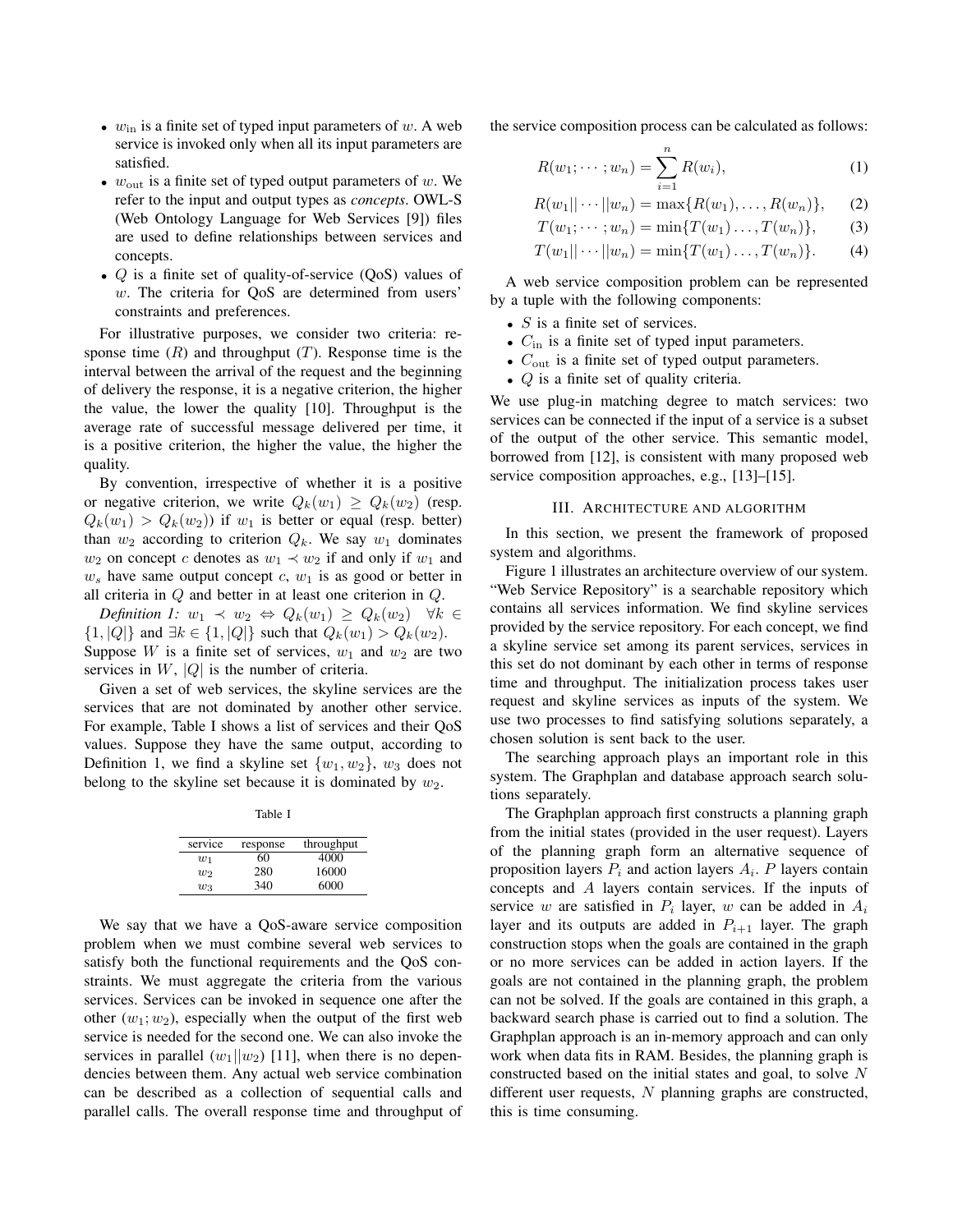- $w_{\text{in}}$ is a finite set of typed input parameters of $w$. A web service is invoked only when all its input parameters are satisfied.
- $w_{\text{out}}$ is a finite set of typed output parameters of $w$. We refer to the input and output types as *concepts*. OWL-S (Web Ontology Language for Web Services [9]) files are used to define relationships between services and concepts.
- $Q$ is a finite set of quality-of-service (QoS) values of $w$. The criteria for QoS are determined from users' constraints and preferences.

For illustrative purposes, we consider two criteria: response time ($R$) and throughput ($T$). Response time is the interval between the arrival of the request and the beginning of delivery the response, it is a negative criterion, the higher the value, the lower the quality [10]. Throughput is the average rate of successful message delivered per time, it is a positive criterion, the higher the value, the higher the quality.

By convention, irrespective of whether it is a positive or negative criterion, we write $Q_k(w_1) \geq Q_k(w_2)$ (resp. $Q_k(w_1) > Q_k(w_2)$) if $w_1$ is better or equal (resp. better) than $w_2$ according to criterion $Q_k$. We say $w_1$ dominates $w_2$ on concept $c$ denotes as $w_1 \prec w_2$ if and only if $w_1$ and $w_s$ have same output concept $c$, $w_1$ is as good or better in all criteria in $Q$ and better in at least one criterion in $Q$.

*Definition 1:* $w_1 \prec w_2 \Leftrightarrow Q_k(w_1) \geq Q_k(w_2) \quad \forall k \in \{1, |Q|\}$ and $\exists k \in \{1, |Q|\}$ such that $Q_k(w_1) > Q_k(w_2)$.
Suppose $W$ is a finite set of services, $w_1$ and $w_2$ are two services in $W$, $|Q|$ is the number of criteria.

Given a set of web services, the skyline services are the services that are not dominated by another other service. For example, Table I shows a list of services and their QoS values. Suppose they have the same output, according to Definition 1, we find a skyline set $\{w_1, w_2\}$, $w_3$ does not belong to the skyline set because it is dominated by $w_2$.

Table I

| service | response | throughput |
|---|---|---|
| $w_1$ | 60 | 4000 |
| $w_2$ | 280 | 16000 |
| $w_3$ | 340 | 6000 |

We say that we have a QoS-aware service composition problem when we must combine several web services to satisfy both the functional requirements and the QoS constraints. We must aggregate the criteria from the various services. Services can be invoked in sequence one after the other ($w_1; w_2$), especially when the output of the first web service is needed for the second one. We can also invoke the services in parallel ($w_1 || w_2$) [11], when there is no dependencies between them. Any actual web service combination can be described as a collection of sequential calls and parallel calls. The overall response time and throughput of the service composition process can be calculated as follows:

$$R(w_1; \cdots; w_n) = \sum_{i=1}^{n} R(w_i), \tag{1}$$

$$R(w_1 || \cdots || w_n) = \max\{R(w_1), \ldots, R(w_n)\}, \tag{2}$$

$$T(w_1; \cdots; w_n) = \min\{T(w_1) \ldots, T(w_n)\}, \tag{3}$$

$$T(w_1 || \cdots || w_n) = \min\{T(w_1) \ldots, T(w_n)\}. \tag{4}$$

A web service composition problem can be represented by a tuple with the following components:

- $S$ is a finite set of services.
- $C_{\text{in}}$ is a finite set of typed input parameters.
- $C_{\text{out}}$ is a finite set of typed output parameters.
- $Q$ is a finite set of quality criteria.

We use plug-in matching degree to match services: two services can be connected if the input of a service is a subset of the output of the other service. This semantic model, borrowed from [12], is consistent with many proposed web service composition approaches, e.g., [13]–[15].

## III. Architecture and algorithm

In this section, we present the framework of proposed system and algorithms.

Figure 1 illustrates an architecture overview of our system. "Web Service Repository" is a searchable repository which contains all services information. We find skyline services provided by the service repository. For each concept, we find a skyline service set among its parent services, services in this set do not dominant by each other in terms of response time and throughput. The initialization process takes user request and skyline services as inputs of the system. We use two processes to find satisfying solutions separately, a chosen solution is sent back to the user.

The searching approach plays an important role in this system. The Graphplan and database approach search solutions separately.

The Graphplan approach first constructs a planning graph from the initial states (provided in the user request). Layers of the planning graph form an alternative sequence of proposition layers $P_i$ and action layers $A_i$. $P$ layers contain concepts and $A$ layers contain services. If the inputs of service $w$ are satisfied in $P_i$ layer, $w$ can be added in $A_i$ layer and its outputs are added in $P_{i+1}$ layer. The graph construction stops when the goals are contained in the graph or no more services can be added in action layers. If the goals are not contained in the planning graph, the problem can not be solved. If the goals are contained in this graph, a backward search phase is carried out to find a solution. The Graphplan approach is an in-memory approach and can only work when data fits in RAM. Besides, the planning graph is constructed based on the initial states and goal, to solve $N$ different user requests, $N$ planning graphs are constructed, this is time consuming.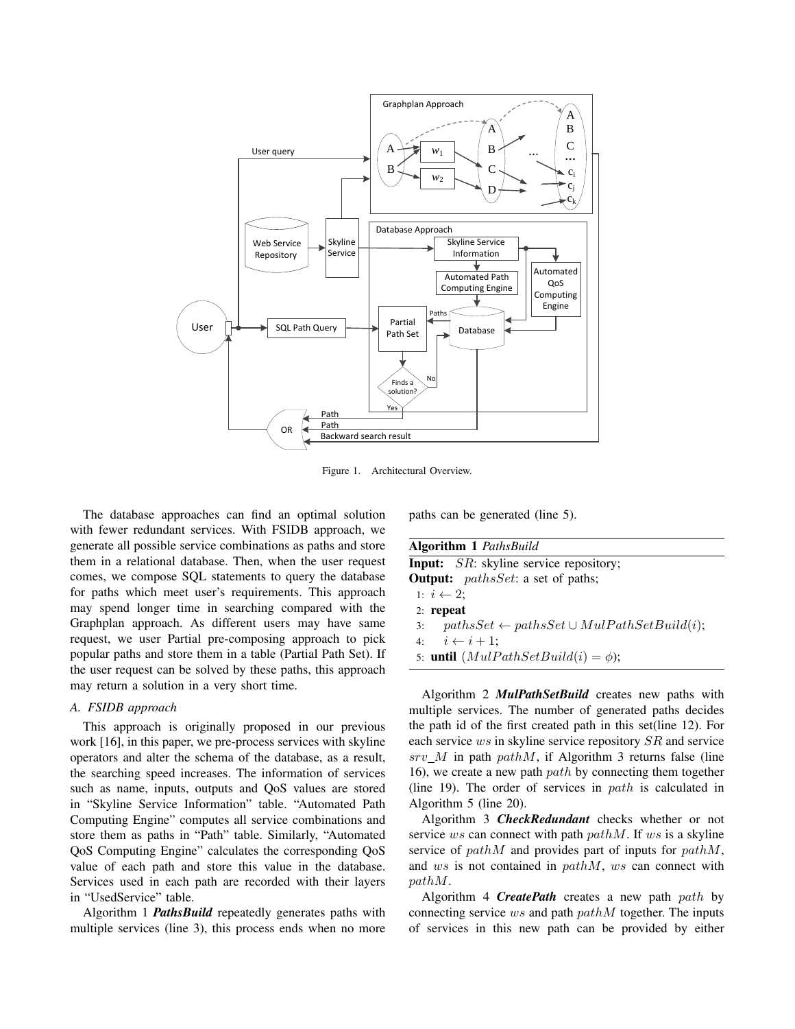Figure 1. Architectural Overview.

The database approaches can find an optimal solution with fewer redundant services. With FSIDB approach, we generate all possible service combinations as paths and store them in a relational database. Then, when the user request comes, we compose SQL statements to query the database for paths which meet user's requirements. This approach may spend longer time in searching compared with the Graphplan approach. As different users may have same request, we user Partial pre-composing approach to pick popular paths and store them in a table (Partial Path Set). If the user request can be solved by these paths, this approach may return a solution in a very short time.

### A. FSIDB approach

This approach is originally proposed in our previous work [16], in this paper, we pre-process services with skyline operators and alter the schema of the database, as a result, the searching speed increases. The information of services such as name, inputs, outputs and QoS values are stored in "Skyline Service Information" table. "Automated Path Computing Engine" computes all service combinations and store them as paths in "Path" table. Similarly, "Automated QoS Computing Engine" calculates the corresponding QoS value of each path and store this value in the database. Services used in each path are recorded with their layers in "UsedService" table.

Algorithm 1 ***PathsBuild*** repeatedly generates paths with multiple services (line 3), this process ends when no more paths can be generated (line 5).

**Algorithm 1** *PathsBuild*

**Input:** $SR$: skyline service repository;
**Output:** $pathsSet$: a set of paths;

```
1: i ← 2;
2: repeat
3:    pathsSet ← pathsSet ∪ MulPathSetBuild(i);
4:    i ← i + 1;
5: until (MulPathSetBuild(i) = φ);
```

Algorithm 2 ***MulPathSetBuild*** creates new paths with multiple services. The number of generated paths decides the path id of the first created path in this set(line 12). For each service $ws$ in skyline service repository $SR$ and service $srv\_M$ in path $pathM$, if Algorithm 3 returns false (line 16), we create a new path $path$ by connecting them together (line 19). The order of services in $path$ is calculated in Algorithm 5 (line 20).

Algorithm 3 ***CheckRedundant*** checks whether or not service $ws$ can connect with path $pathM$. If $ws$ is a skyline service of $pathM$ and provides part of inputs for $pathM$, and $ws$ is not contained in $pathM$, $ws$ can connect with $pathM$.

Algorithm 4 ***CreatePath*** creates a new path $path$ by connecting service $ws$ and path $pathM$ together. The inputs of services in this new path can be provided by either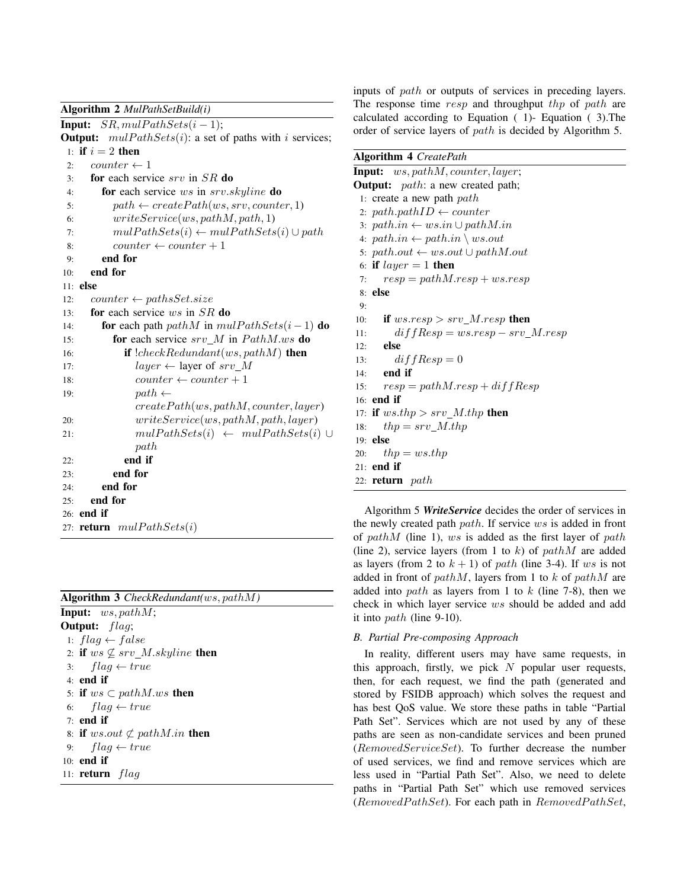**Algorithm 2** *MulPathSetBuild(i)*

```
Input: SR, mulPathSets(i − 1);
Output: mulPathSets(i): a set of paths with i services;
 1: if i = 2 then
 2:   counter ← 1
 3:   for each service srv in SR do
 4:     for each service ws in srv.skyline do
 5:       path ← createPath(ws, srv, counter, 1)
 6:       writeService(ws, pathM, path, 1)
 7:       mulPathSets(i) ← mulPathSets(i) ∪ path
 8:       counter ← counter + 1
 9:     end for
10:   end for
11: else
12:   counter ← pathsSet.size
13:   for each service ws in SR do
14:     for each path pathM in mulPathSets(i−1) do
15:       for each service srv_M in PathM.ws do
16:         if !checkRedundant(ws, pathM) then
17:           layer ← layer of srv_M
18:           counter ← counter + 1
19:           path ← createPath(ws, pathM, counter, layer)
20:           writeService(ws, pathM, path, layer)
21:           mulPathSets(i) ← mulPathSets(i) ∪ path
22:         end if
23:       end for
24:     end for
25:   end for
26: end if
27: return mulPathSets(i)
```

**Algorithm 3** *CheckRedundant(ws, pathM)*

```
Input: ws, pathM;
Output: flag;
 1: flag ← false
 2: if ws ⊈ srv_M.skyline then
 3:   flag ← true
 4: end if
 5: if ws ⊂ pathM.ws then
 6:   flag ← true
 7: end if
 8: if ws.out ⊄ pathM.in then
 9:   flag ← true
10: end if
11: return flag
```

inputs of $path$ or outputs of services in preceding layers. The response time $resp$ and throughput $thp$ of $path$ are calculated according to Equation ( 1)- Equation ( 3).The order of service layers of $path$ is decided by Algorithm 5.

**Algorithm 4** *CreatePath*

```
Input: ws, pathM, counter, layer;
Output: path: a new created path;
 1: create a new path path
 2: path.pathID ← counter
 3: path.in ← ws.in ∪ pathM.in
 4: path.in ← path.in \ ws.out
 5: path.out ← ws.out ∪ pathM.out
 6: if layer = 1 then
 7:   resp = pathM.resp + ws.resp
 8: else
 9:
10:   if ws.resp > srv_M.resp then
11:     diffResp = ws.resp − srv_M.resp
12:   else
13:     diffResp = 0
14:   end if
15:   resp = pathM.resp + diffResp
16: end if
17: if ws.thp > srv_M.thp then
18:   thp = srv_M.thp
19: else
20:   thp = ws.thp
21: end if
22: return path
```

Algorithm 5 ***WriteService*** decides the order of services in the newly created path $path$. If service $ws$ is added in front of $pathM$ (line 1), $ws$ is added as the first layer of $path$ (line 2), service layers (from 1 to $k$) of $pathM$ are added as layers (from 2 to $k+1$) of $path$ (line 3-4). If $ws$ is not added in front of $pathM$, layers from 1 to $k$ of $pathM$ are added into $path$ as layers from 1 to $k$ (line 7-8), then we check in which layer service $ws$ should be added and add it into $path$ (line 9-10).

### *B. Partial Pre-composing Approach*

In reality, different users may have same requests, in this approach, firstly, we pick $N$ popular user requests, then, for each request, we find the path (generated and stored by FSIDB approach) which solves the request and has best QoS value. We store these paths in table "Partial Path Set". Services which are not used by any of these paths are seen as non-candidate services and been pruned ($RemovedServiceSet$). To further decrease the number of used services, we find and remove services which are less used in "Partial Path Set". Also, we need to delete paths in "Partial Path Set" which use removed services ($RemovedPathSet$). For each path in $RemovedPathSet$,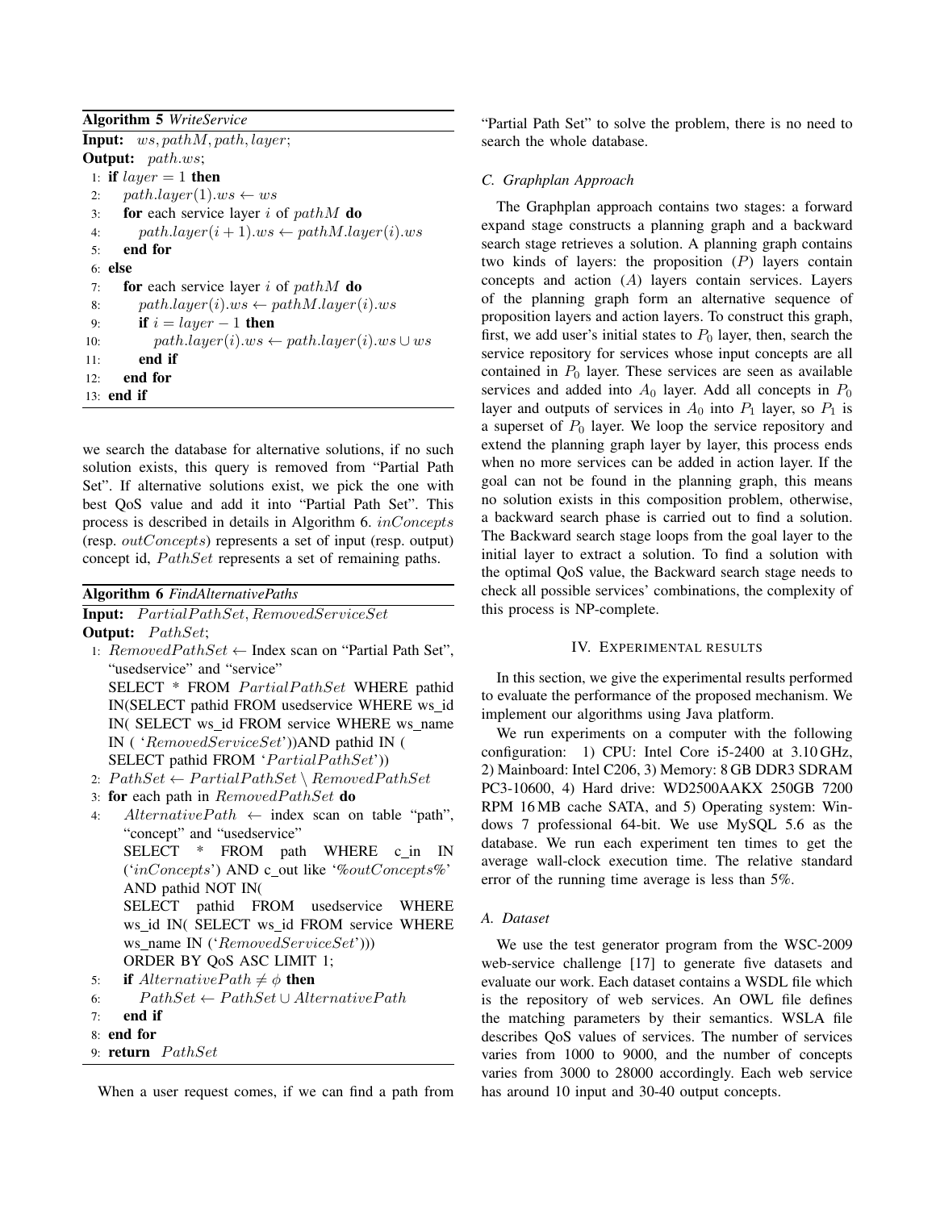**Algorithm 5** *WriteService*

**Input:** $ws, pathM, path, layer$;

**Output:** $path.ws$;

```
1:  if layer = 1 then
2:      path.layer(1).ws ← ws
3:      for each service layer i of pathM do
4:          path.layer(i + 1).ws ← pathM.layer(i).ws
5:      end for
6:  else
7:      for each service layer i of pathM do
8:          path.layer(i).ws ← pathM.layer(i).ws
9:          if i = layer − 1 then
10:             path.layer(i).ws ← path.layer(i).ws ∪ ws
11:         end if
12:     end for
13: end if
```

we search the database for alternative solutions, if no such solution exists, this query is removed from "Partial Path Set". If alternative solutions exist, we pick the one with best QoS value and add it into "Partial Path Set". This process is described in details in Algorithm 6. $inConcepts$ (resp. $outConcepts$) represents a set of input (resp. output) concept id, $PathSet$ represents a set of remaining paths.

**Algorithm 6** *FindAlternativePaths*

**Input:** $PartialPathSet, RemovedServiceSet$

**Output:** $PathSet$;

```
1:  RemovedPathSet ← Index scan on "Partial Path Set",
    "usedservice" and "service"
    SELECT * FROM PartialPathSet WHERE pathid
    IN(SELECT pathid FROM usedservice WHERE ws_id
    IN( SELECT ws_id FROM service WHERE ws_name
    IN ( 'RemovedServiceSet'))AND pathid IN (
    SELECT pathid FROM 'PartialPathSet'))
2:  PathSet ← PartialPathSet \ RemovedPathSet
3:  for each path in RemovedPathSet do
4:      AlternativePath ← index scan on table "path",
        "concept" and "usedservice"
        SELECT * FROM path WHERE c_in IN
        ('inConcepts') AND c_out like '%outConcepts%'
        AND pathid NOT IN(
        SELECT pathid FROM usedservice WHERE
        ws_id IN( SELECT ws_id FROM service WHERE
        ws_name IN ('RemovedServiceSet')))
        ORDER BY QoS ASC LIMIT 1;
5:      if AlternativePath ≠ ϕ then
6:          PathSet ← PathSet ∪ AlternativePath
7:      end if
8:  end for
9:  return PathSet
```

When a user request comes, if we can find a path from "Partial Path Set" to solve the problem, there is no need to search the whole database.

### C. Graphplan Approach

The Graphplan approach contains two stages: a forward expand stage constructs a planning graph and a backward search stage retrieves a solution. A planning graph contains two kinds of layers: the proposition ($P$) layers contain concepts and action ($A$) layers contain services. Layers of the planning graph form an alternative sequence of proposition layers and action layers. To construct this graph, first, we add user's initial states to $P_0$ layer, then, search the service repository for services whose input concepts are all contained in $P_0$ layer. These services are seen as available services and added into $A_0$ layer. Add all concepts in $P_0$ layer and outputs of services in $A_0$ into $P_1$ layer, so $P_1$ is a superset of $P_0$ layer. We loop the service repository and extend the planning graph layer by layer, this process ends when no more services can be added in action layer. If the goal can not be found in the planning graph, this means no solution exists in this composition problem, otherwise, a backward search phase is carried out to find a solution. The Backward search stage loops from the goal layer to the initial layer to extract a solution. To find a solution with the optimal QoS value, the Backward search stage needs to check all possible services' combinations, the complexity of this process is NP-complete.

## IV. Experimental results

In this section, we give the experimental results performed to evaluate the performance of the proposed mechanism. We implement our algorithms using Java platform.

We run experiments on a computer with the following configuration: 1) CPU: Intel Core i5-2400 at 3.10 GHz, 2) Mainboard: Intel C206, 3) Memory: 8 GB DDR3 SDRAM PC3-10600, 4) Hard drive: WD2500AAKX 250GB 7200 RPM 16 MB cache SATA, and 5) Operating system: Windows 7 professional 64-bit. We use MySQL 5.6 as the database. We run each experiment ten times to get the average wall-clock execution time. The relative standard error of the running time average is less than 5%.

### A. Dataset

We use the test generator program from the WSC-2009 web-service challenge [17] to generate five datasets and evaluate our work. Each dataset contains a WSDL file which is the repository of web services. An OWL file defines the matching parameters by their semantics. WSLA file describes QoS values of services. The number of services varies from 1000 to 9000, and the number of concepts varies from 3000 to 28000 accordingly. Each web service has around 10 input and 30-40 output concepts.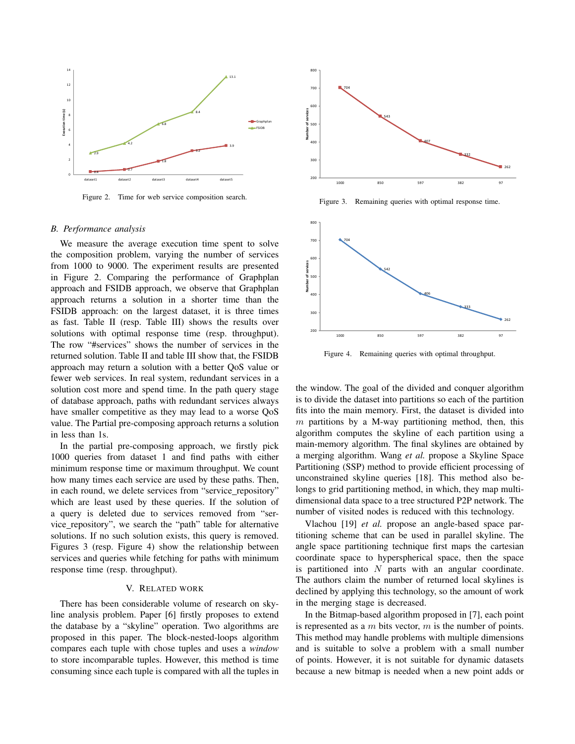Figure 2. Time for web service composition search.

Figure 3. Remaining queries with optimal response time.

Figure 4. Remaining queries with optimal throughput.

### B. Performance analysis

We measure the average execution time spent to solve the composition problem, varying the number of services from 1000 to 9000. The experiment results are presented in Figure 2. Comparing the performance of Graphplan approach and FSIDB approach, we observe that Graphplan approach returns a solution in a shorter time than the FSIDB approach: on the largest dataset, it is three times as fast. Table II (resp. Table III) shows the results over solutions with optimal response time (resp. throughput). The row "#services" shows the number of services in the returned solution. Table II and table III show that, the FSIDB approach may return a solution with a better QoS value or fewer web services. In real system, redundant services in a solution cost more and spend time. In the path query stage of database approach, paths with redundant services always have smaller competitive as they may lead to a worse QoS value. The Partial pre-composing approach returns a solution in less than 1s.

In the partial pre-composing approach, we firstly pick 1000 queries from dataset 1 and find paths with either minimum response time or maximum throughput. We count how many times each service are used by these paths. Then, in each round, we delete services from "service_repository" which are least used by these queries. If the solution of a query is deleted due to services removed from "service_repository", we search the "path" table for alternative solutions. If no such solution exists, this query is removed. Figures 3 (resp. Figure 4) show the relationship between services and queries while fetching for paths with minimum response time (resp. throughput).

## V. Related work

There has been considerable volume of research on skyline analysis problem. Paper [6] firstly proposes to extend the database by a "skyline" operation. Two algorithms are proposed in this paper. The block-nested-loops algorithm compares each tuple with chose tuples and uses a *window* to store incomparable tuples. However, this method is time consuming since each tuple is compared with all the tuples in the window. The goal of the divided and conquer algorithm is to divide the dataset into partitions so each of the partition fits into the main memory. First, the dataset is divided into $m$ partitions by a M-way partitioning method, then, this algorithm computes the skyline of each partition using a main-memory algorithm. The final skylines are obtained by a merging algorithm. Wang *et al.* propose a Skyline Space Partitioning (SSP) method to provide efficient processing of unconstrained skyline queries [18]. This method also belongs to grid partitioning method, in which, they map multi-dimensional data space to a tree structured P2P network. The number of visited nodes is reduced with this technology.

Vlachou [19] *et al.* propose an angle-based space partitioning scheme that can be used in parallel skyline. The angle space partitioning technique first maps the cartesian coordinate space to hyperspherical space, then the space is partitioned into $N$ parts with an angular coordinate. The authors claim the number of returned local skylines is declined by applying this technology, so the amount of work in the merging stage is decreased.

In the Bitmap-based algorithm proposed in [7], each point is represented as a $m$ bits vector, $m$ is the number of points. This method may handle problems with multiple dimensions and is suitable to solve a problem with a small number of points. However, it is not suitable for dynamic datasets because a new bitmap is needed when a new point adds or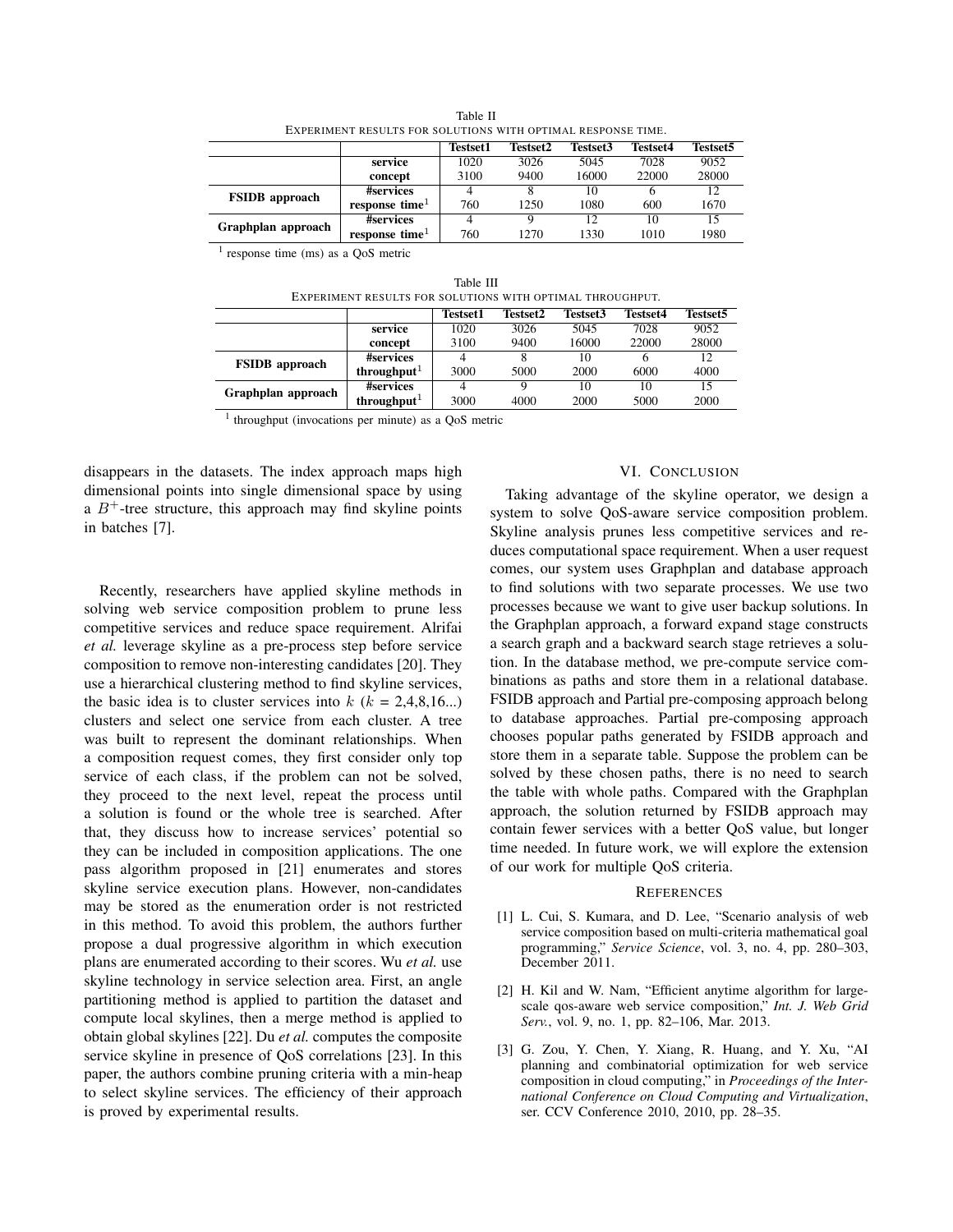Table II
EXPERIMENT RESULTS FOR SOLUTIONS WITH OPTIMAL RESPONSE TIME.

| | | **Testset1** | **Testset2** | **Testset3** | **Testset4** | **Testset5** |
|---|---|---|---|---|---|---|
| | **service** | 1020 | 3026 | 5045 | 7028 | 9052 |
| | **concept** | 3100 | 9400 | 16000 | 22000 | 28000 |
| **FSIDB approach** | **#services** | 4 | 8 | 10 | 6 | 12 |
| | **response time**[1] | 760 | 1250 | 1080 | 600 | 1670 |
| **Graphplan approach** | **#services** | 4 | 9 | 12 | 10 | 15 |
| | **response time**[1] | 760 | 1270 | 1330 | 1010 | 1980 |

[1] response time (ms) as a QoS metric

Table III
EXPERIMENT RESULTS FOR SOLUTIONS WITH OPTIMAL THROUGHPUT.

| | | **Testset1** | **Testset2** | **Testset3** | **Testset4** | **Testset5** |
|---|---|---|---|---|---|---|
| | **service** | 1020 | 3026 | 5045 | 7028 | 9052 |
| | **concept** | 3100 | 9400 | 16000 | 22000 | 28000 |
| **FSIDB approach** | **#services** | 4 | 8 | 10 | 6 | 12 |
| | **throughput**[1] | 3000 | 5000 | 2000 | 6000 | 4000 |
| **Graphplan approach** | **#services** | 4 | 9 | 10 | 10 | 15 |
| | **throughput**[1] | 3000 | 4000 | 2000 | 5000 | 2000 |

[1] throughput (invocations per minute) as a QoS metric

disappears in the datasets. The index approach maps high dimensional points into single dimensional space by using a $B^+$-tree structure, this approach may find skyline points in batches [7].

Recently, researchers have applied skyline methods in solving web service composition problem to prune less competitive services and reduce space requirement. Alrifai *et al.* leverage skyline as a pre-process step before service composition to remove non-interesting candidates [20]. They use a hierarchical clustering method to find skyline services, the basic idea is to cluster services into $k$ ($k$ = 2,4,8,16...) clusters and select one service from each cluster. A tree was built to represent the dominant relationships. When a composition request comes, they first consider only top service of each class, if the problem can not be solved, they proceed to the next level, repeat the process until a solution is found or the whole tree is searched. After that, they discuss how to increase services' potential so they can be included in composition applications. The one pass algorithm proposed in [21] enumerates and stores skyline service execution plans. However, non-candidates may be stored as the enumeration order is not restricted in this method. To avoid this problem, the authors further propose a dual progressive algorithm in which execution plans are enumerated according to their scores. Wu *et al.* use skyline technology in service selection area. First, an angle partitioning method is applied to partition the dataset and compute local skylines, then a merge method is applied to obtain global skylines [22]. Du *et al.* computes the composite service skyline in presence of QoS correlations [23]. In this paper, the authors combine pruning criteria with a min-heap to select skyline services. The efficiency of their approach is proved by experimental results.

## VI. CONCLUSION

Taking advantage of the skyline operator, we design a system to solve QoS-aware service composition problem. Skyline analysis prunes less competitive services and reduces computational space requirement. When a user request comes, our system uses Graphplan and database approach to find solutions with two separate processes. We use two processes because we want to give user backup solutions. In the Graphplan approach, a forward expand stage constructs a search graph and a backward search stage retrieves a solution. In the database method, we pre-compute service combinations as paths and store them in a relational database. FSIDB approach and Partial pre-composing approach belong to database approaches. Partial pre-composing approach chooses popular paths generated by FSIDB approach and store them in a separate table. Suppose the problem can be solved by these chosen paths, there is no need to search the table with whole paths. Compared with the Graphplan approach, the solution returned by FSIDB approach may contain fewer services with a better QoS value, but longer time needed. In future work, we will explore the extension of our work for multiple QoS criteria.

## REFERENCES

[1] L. Cui, S. Kumara, and D. Lee, "Scenario analysis of web service composition based on multi-criteria mathematical goal programming," *Service Science*, vol. 3, no. 4, pp. 280–303, December 2011.

[2] H. Kil and W. Nam, "Efficient anytime algorithm for large-scale qos-aware web service composition," *Int. J. Web Grid Serv.*, vol. 9, no. 1, pp. 82–106, Mar. 2013.

[3] G. Zou, Y. Chen, Y. Xiang, R. Huang, and Y. Xu, "AI planning and combinatorial optimization for web service composition in cloud computing," in *Proceedings of the International Conference on Cloud Computing and Virtualization*, ser. CCV Conference 2010, 2010, pp. 28–35.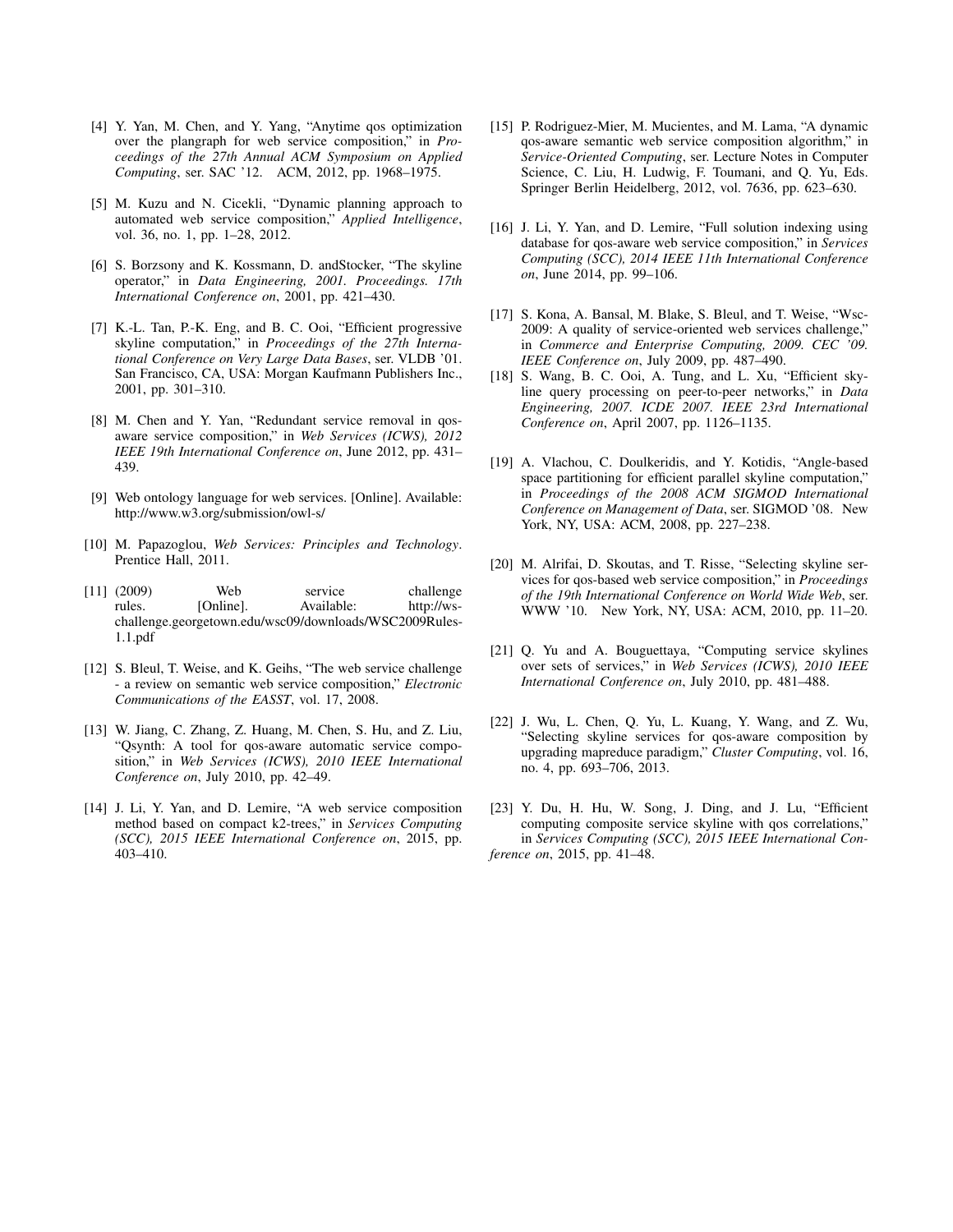[4] Y. Yan, M. Chen, and Y. Yang, "Anytime qos optimization over the plangraph for web service composition," in *Proceedings of the 27th Annual ACM Symposium on Applied Computing*, ser. SAC '12. ACM, 2012, pp. 1968–1975.

[5] M. Kuzu and N. Cicekli, "Dynamic planning approach to automated web service composition," *Applied Intelligence*, vol. 36, no. 1, pp. 1–28, 2012.

[6] S. Borzsony and K. Kossmann, D. andStocker, "The skyline operator," in *Data Engineering, 2001. Proceedings. 17th International Conference on*, 2001, pp. 421–430.

[7] K.-L. Tan, P.-K. Eng, and B. C. Ooi, "Efficient progressive skyline computation," in *Proceedings of the 27th International Conference on Very Large Data Bases*, ser. VLDB '01. San Francisco, CA, USA: Morgan Kaufmann Publishers Inc., 2001, pp. 301–310.

[8] M. Chen and Y. Yan, "Redundant service removal in qos-aware service composition," in *Web Services (ICWS), 2012 IEEE 19th International Conference on*, June 2012, pp. 431–439.

[9] Web ontology language for web services. [Online]. Available: http://www.w3.org/submission/owl-s/

[10] M. Papazoglou, *Web Services: Principles and Technology*. Prentice Hall, 2011.

[11] (2009) Web service challenge rules. [Online]. Available: http://ws-challenge.georgetown.edu/wsc09/downloads/WSC2009Rules-1.1.pdf

[12] S. Bleul, T. Weise, and K. Geihs, "The web service challenge - a review on semantic web service composition," *Electronic Communications of the EASST*, vol. 17, 2008.

[13] W. Jiang, C. Zhang, Z. Huang, M. Chen, S. Hu, and Z. Liu, "Qsynth: A tool for qos-aware automatic service composition," in *Web Services (ICWS), 2010 IEEE International Conference on*, July 2010, pp. 42–49.

[14] J. Li, Y. Yan, and D. Lemire, "A web service composition method based on compact k2-trees," in *Services Computing (SCC), 2015 IEEE International Conference on*, 2015, pp. 403–410.

[15] P. Rodriguez-Mier, M. Mucientes, and M. Lama, "A dynamic qos-aware semantic web service composition algorithm," in *Service-Oriented Computing*, ser. Lecture Notes in Computer Science, C. Liu, H. Ludwig, F. Toumani, and Q. Yu, Eds. Springer Berlin Heidelberg, 2012, vol. 7636, pp. 623–630.

[16] J. Li, Y. Yan, and D. Lemire, "Full solution indexing using database for qos-aware web service composition," in *Services Computing (SCC), 2014 IEEE 11th International Conference on*, June 2014, pp. 99–106.

[17] S. Kona, A. Bansal, M. Blake, S. Bleul, and T. Weise, "Wsc-2009: A quality of service-oriented web services challenge," in *Commerce and Enterprise Computing, 2009. CEC '09. IEEE Conference on*, July 2009, pp. 487–490.

[18] S. Wang, B. C. Ooi, A. Tung, and L. Xu, "Efficient skyline query processing on peer-to-peer networks," in *Data Engineering, 2007. ICDE 2007. IEEE 23rd International Conference on*, April 2007, pp. 1126–1135.

[19] A. Vlachou, C. Doulkeridis, and Y. Kotidis, "Angle-based space partitioning for efficient parallel skyline computation," in *Proceedings of the 2008 ACM SIGMOD International Conference on Management of Data*, ser. SIGMOD '08. New York, NY, USA: ACM, 2008, pp. 227–238.

[20] M. Alrifai, D. Skoutas, and T. Risse, "Selecting skyline services for qos-based web service composition," in *Proceedings of the 19th International Conference on World Wide Web*, ser. WWW '10. New York, NY, USA: ACM, 2010, pp. 11–20.

[21] Q. Yu and A. Bouguettaya, "Computing service skylines over sets of services," in *Web Services (ICWS), 2010 IEEE International Conference on*, July 2010, pp. 481–488.

[22] J. Wu, L. Chen, Q. Yu, L. Kuang, Y. Wang, and Z. Wu, "Selecting skyline services for qos-aware composition by upgrading mapreduce paradigm," *Cluster Computing*, vol. 16, no. 4, pp. 693–706, 2013.

[23] Y. Du, H. Hu, W. Song, J. Ding, and J. Lu, "Efficient computing composite service skyline with qos correlations," in *Services Computing (SCC), 2015 IEEE International Conference on*, 2015, pp. 41–48.